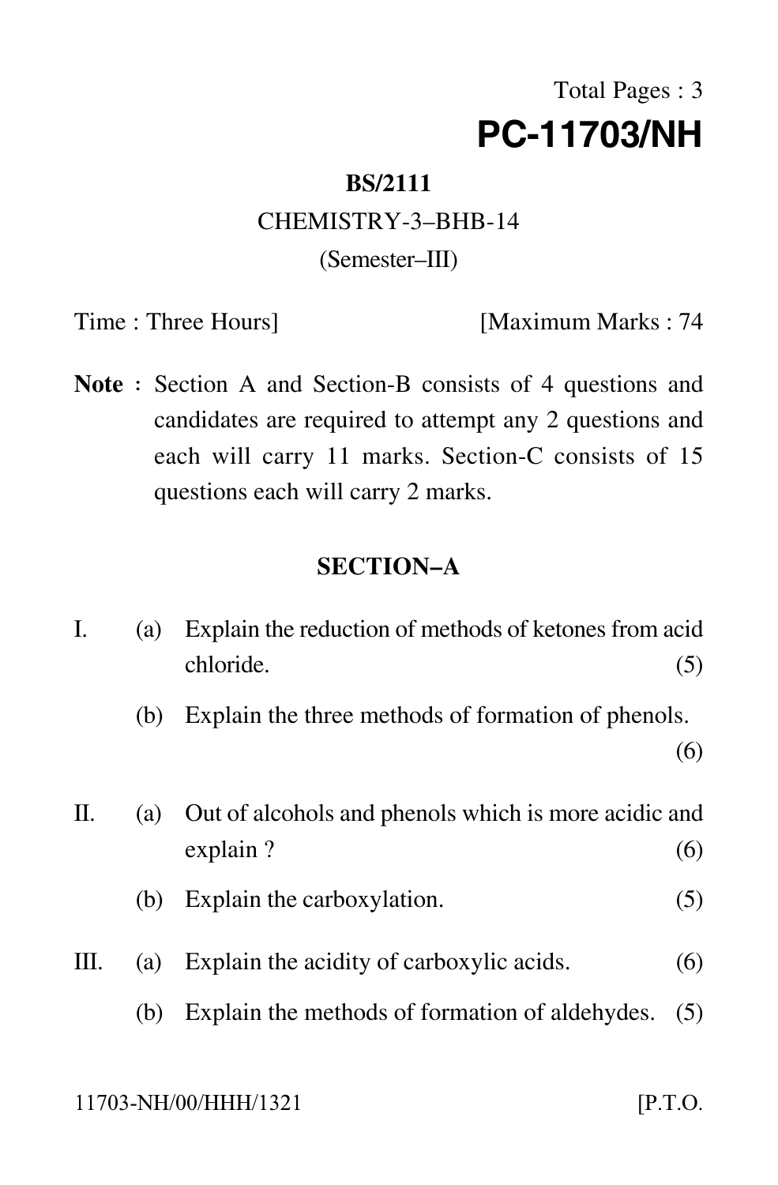Total Pages : 3

# PC-11703/NH

**BS/2111**

CHEMISTRY-3–BHB-14

(Semester–III)

Time : Three Hours] [Maximum Marks : 74

**Note :** Section A and Section-B consists of 4 questions and candidates are required to attempt any 2 questions and each will carry 11 marks. Section-C consists of 15 questions each will carry 2 marks.

## SECTION–A

I. (a) Explain the reduction of methods of ketones from acid chloride. (5)

(b) Explain the three methods of formation of phenols. (6)

II. (a) Out of alcohols and phenols which is more acidic and explain ? (6)

(b) Explain the carboxylation. (5)

III. (a) Explain the acidity of carboxylic acids. (6)

(b) Explain the methods of formation of aldehydes. (5)

11703-NH/00/HHH/1321 [P.T.O.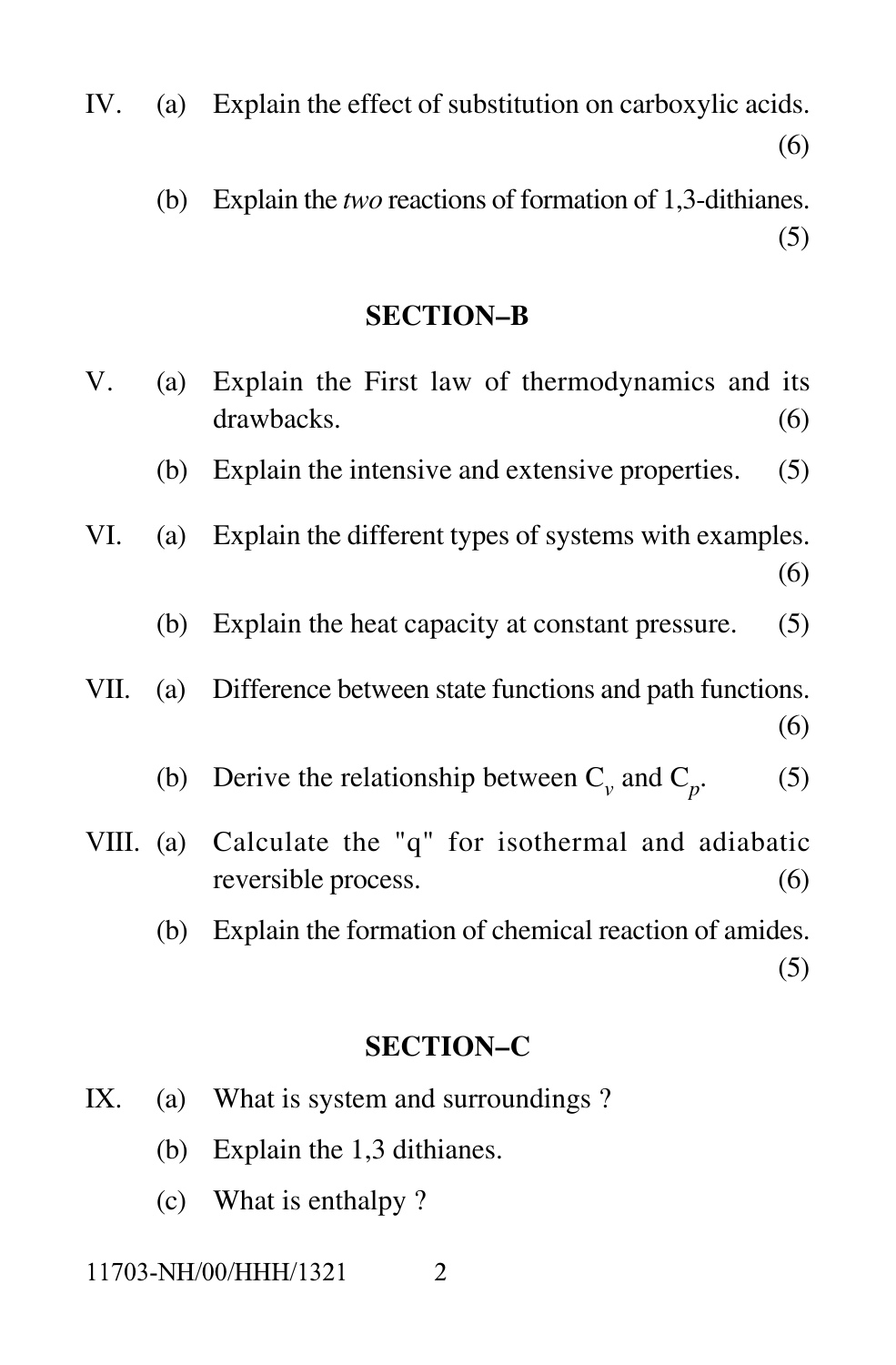IV. (a) Explain the effect of substitution on carboxylic acids. (6)

(b) Explain the *two* reactions of formation of 1,3-dithianes. (5)

## SECTION–B

V. (a) Explain the First law of thermodynamics and its drawbacks. (6)

(b) Explain the intensive and extensive properties. (5)

VI. (a) Explain the different types of systems with examples. (6)

(b) Explain the heat capacity at constant pressure. (5)

VII. (a) Difference between state functions and path functions. (6)

(b) Derive the relationship between $C_v$ and $C_p$. (5)

VIII. (a) Calculate the "q" for isothermal and adiabatic reversible process. (6)

(b) Explain the formation of chemical reaction of amides. (5)

## SECTION–C

IX. (a) What is system and surroundings ?

(b) Explain the 1,3 dithianes.

(c) What is enthalpy ?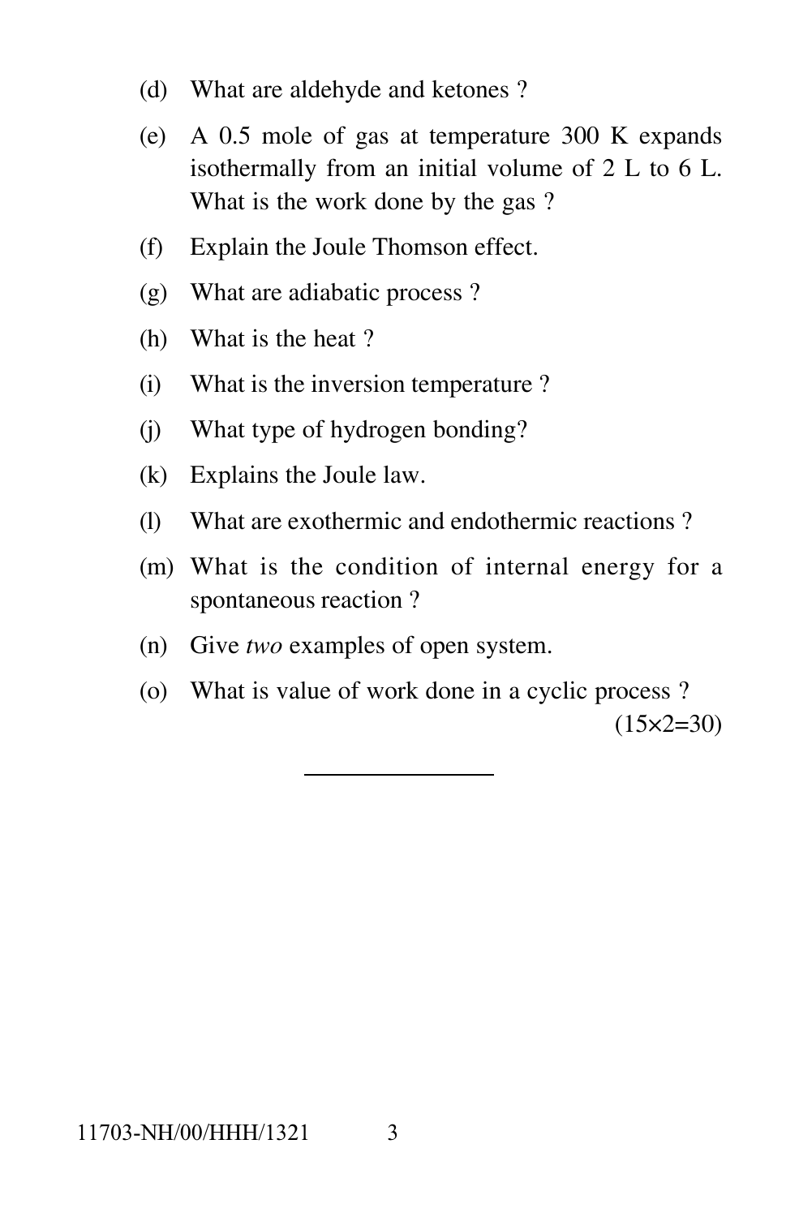(d) What are aldehyde and ketones ?

(e) A 0.5 mole of gas at temperature 300 K expands isothermally from an initial volume of 2 L to 6 L. What is the work done by the gas ?

(f) Explain the Joule Thomson effect.

(g) What are adiabatic process ?

(h) What is the heat ?

(i) What is the inversion temperature ?

(j) What type of hydrogen bonding?

(k) Explains the Joule law.

(l) What are exothermic and endothermic reactions ?

(m) What is the condition of internal energy for a spontaneous reaction ?

(n) Give *two* examples of open system.

(o) What is value of work done in a cyclic process ?

(15×2=30)

11703-NH/00/HHH/1321